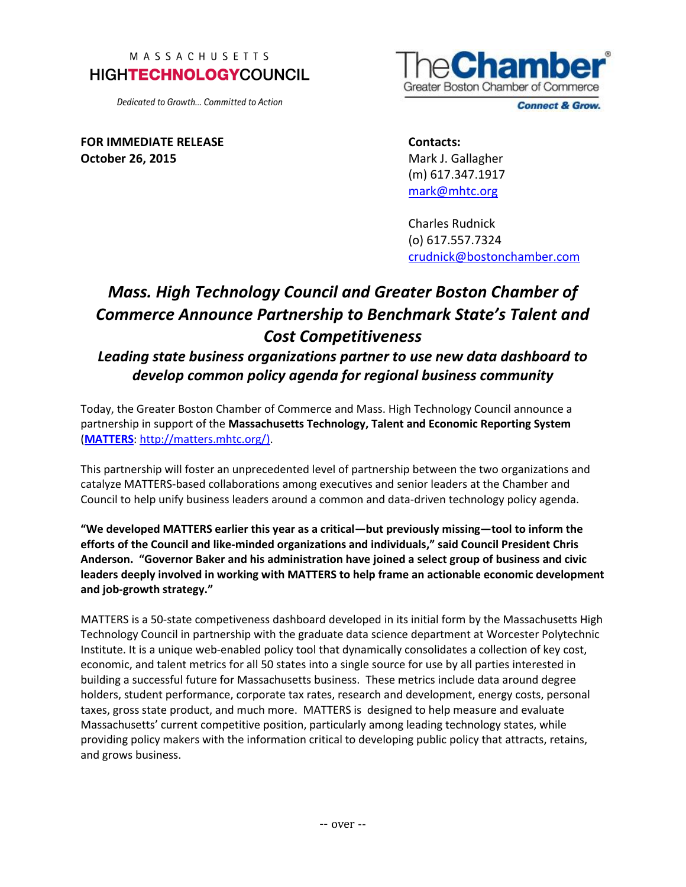MASSACHUSETTS
HIGHTECHNOLOGYCOUNCIL

*Dedicated to Growth... Committed to Action*

TheChamber
Greater Boston Chamber of Commerce
*Connect & Grow.*

**FOR IMMEDIATE RELEASE**
**October 26, 2015**

**Contacts:**
Mark J. Gallagher
(m) 617.347.1917
mark@mhtc.org

Charles Rudnick
(o) 617.557.7324
crudnick@bostonchamber.com

# *Mass. High Technology Council and Greater Boston Chamber of Commerce Announce Partnership to Benchmark State's Talent and Cost Competitiveness*

## *Leading state business organizations partner to use new data dashboard to develop common policy agenda for regional business community*

Today, the Greater Boston Chamber of Commerce and Mass. High Technology Council announce a partnership in support of the **Massachusetts Technology, Talent and Economic Reporting System** (**MATTERS**: http://matters.mhtc.org/).

This partnership will foster an unprecedented level of partnership between the two organizations and catalyze MATTERS-based collaborations among executives and senior leaders at the Chamber and Council to help unify business leaders around a common and data-driven technology policy agenda.

**"We developed MATTERS earlier this year as a critical—but previously missing—tool to inform the efforts of the Council and like-minded organizations and individuals," said Council President Chris Anderson. "Governor Baker and his administration have joined a select group of business and civic leaders deeply involved in working with MATTERS to help frame an actionable economic development and job-growth strategy."**

MATTERS is a 50-state competiveness dashboard developed in its initial form by the Massachusetts High Technology Council in partnership with the graduate data science department at Worcester Polytechnic Institute. It is a unique web-enabled policy tool that dynamically consolidates a collection of key cost, economic, and talent metrics for all 50 states into a single source for use by all parties interested in building a successful future for Massachusetts business. These metrics include data around degree holders, student performance, corporate tax rates, research and development, energy costs, personal taxes, gross state product, and much more. MATTERS is designed to help measure and evaluate Massachusetts' current competitive position, particularly among leading technology states, while providing policy makers with the information critical to developing public policy that attracts, retains, and grows business.

-- over --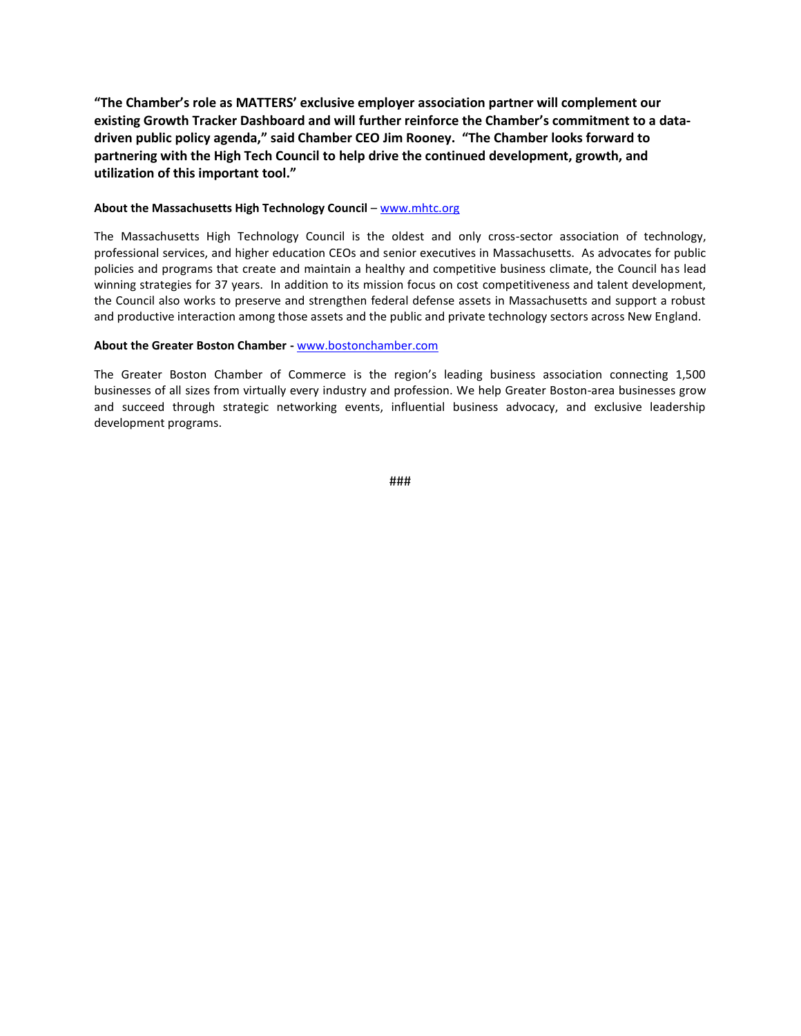**"The Chamber's role as MATTERS' exclusive employer association partner will complement our existing Growth Tracker Dashboard and will further reinforce the Chamber's commitment to a data-driven public policy agenda," said Chamber CEO Jim Rooney. "The Chamber looks forward to partnering with the High Tech Council to help drive the continued development, growth, and utilization of this important tool."**

**About the Massachusetts High Technology Council** – www.mhtc.org

The Massachusetts High Technology Council is the oldest and only cross-sector association of technology, professional services, and higher education CEOs and senior executives in Massachusetts. As advocates for public policies and programs that create and maintain a healthy and competitive business climate, the Council has lead winning strategies for 37 years. In addition to its mission focus on cost competitiveness and talent development, the Council also works to preserve and strengthen federal defense assets in Massachusetts and support a robust and productive interaction among those assets and the public and private technology sectors across New England.

**About the Greater Boston Chamber -** www.bostonchamber.com

The Greater Boston Chamber of Commerce is the region's leading business association connecting 1,500 businesses of all sizes from virtually every industry and profession. We help Greater Boston-area businesses grow and succeed through strategic networking events, influential business advocacy, and exclusive leadership development programs.

###